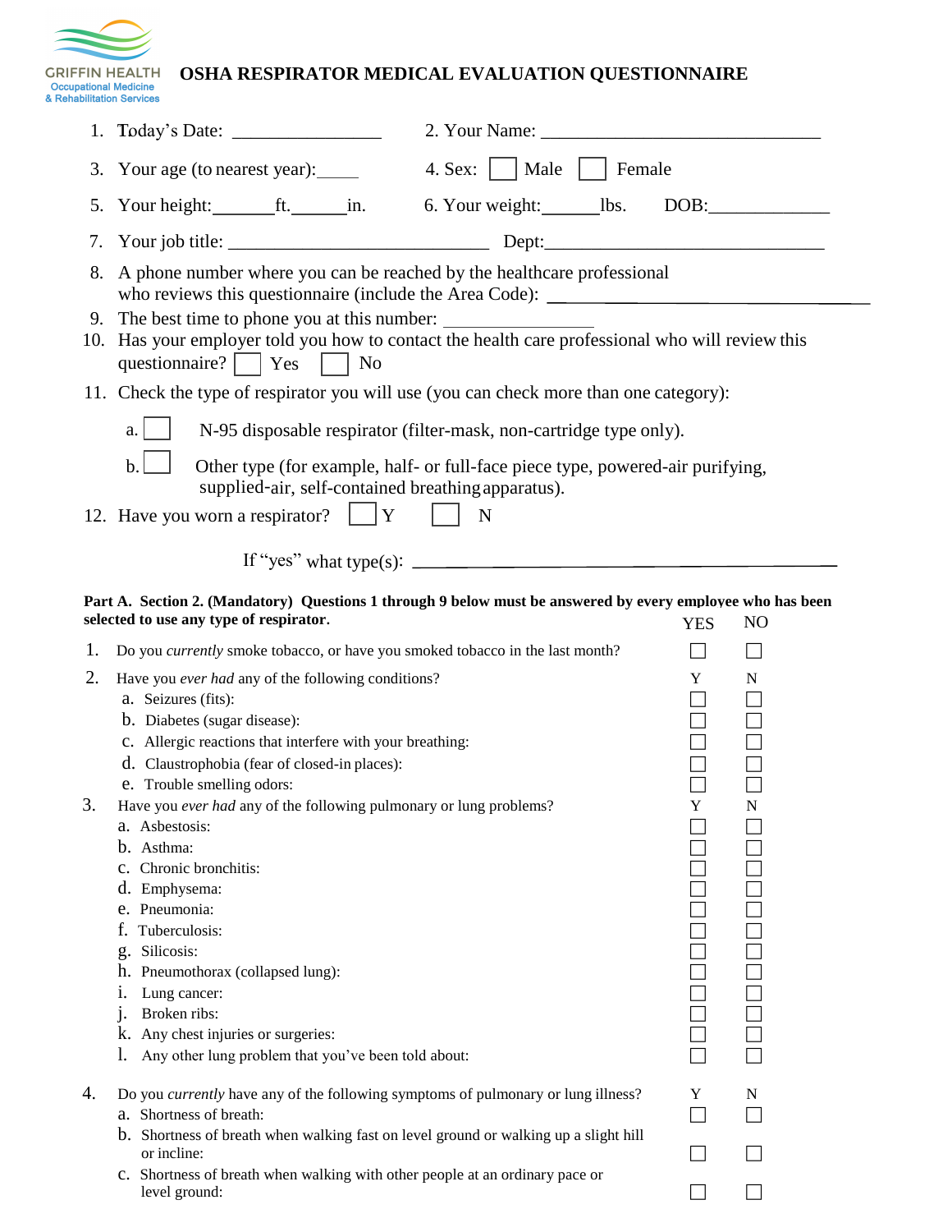GRIFFIN HEALTH
Occupational Medicine
& Rehabilitation Services

# OSHA RESPIRATOR MEDICAL EVALUATION QUESTIONNAIRE

1. Today's Date: _______________ 2. Your Name: _____________________________
3. Your age (to nearest year):_____ 4. Sex: ☐ Male ☐ Female
5. Your height:_______ft.______in. 6. Your weight:______lbs. DOB:_____________
7. Your job title: ___________________________ Dept:______________________________
8. A phone number where you can be reached by the healthcare professional who reviews this questionnaire (include the Area Code): ___________________________
9. The best time to phone you at this number: ________________
10. Has your employer told you how to contact the health care professional who will review this questionnaire? ☐ Yes ☐ No
11. Check the type of respirator you will use (you can check more than one category):
    a. ☐ N-95 disposable respirator (filter-mask, non-cartridge type only).
    b. ☐ Other type (for example, half- or full-face piece type, powered-air purifying, supplied-air, self-contained breathing apparatus).
12. Have you worn a respirator? ☐ Y ☐ N

    If "yes" what type(s): ___________________________________

**Part A. Section 2. (Mandatory) Questions 1 through 9 below must be answered by every employee who has been selected to use any type of respirator.**

| | | YES | NO |
|---|---|---|---|
| 1. | Do you *currently* smoke tobacco, or have you smoked tobacco in the last month? | ☐ | ☐ |
| 2. | Have you *ever had* any of the following conditions? | Y | N |
| | a. Seizures (fits): | ☐ | ☐ |
| | b. Diabetes (sugar disease): | ☐ | ☐ |
| | c. Allergic reactions that interfere with your breathing: | ☐ | ☐ |
| | d. Claustrophobia (fear of closed-in places): | ☐ | ☐ |
| | e. Trouble smelling odors: | ☐ | ☐ |
| 3. | Have you *ever had* any of the following pulmonary or lung problems? | Y | N |
| | a. Asbestosis: | ☐ | ☐ |
| | b. Asthma: | ☐ | ☐ |
| | c. Chronic bronchitis: | ☐ | ☐ |
| | d. Emphysema: | ☐ | ☐ |
| | e. Pneumonia: | ☐ | ☐ |
| | f. Tuberculosis: | ☐ | ☐ |
| | g. Silicosis: | ☐ | ☐ |
| | h. Pneumothorax (collapsed lung): | ☐ | ☐ |
| | i. Lung cancer: | ☐ | ☐ |
| | j. Broken ribs: | ☐ | ☐ |
| | k. Any chest injuries or surgeries: | ☐ | ☐ |
| | l. Any other lung problem that you've been told about: | ☐ | ☐ |
| 4. | Do you *currently* have any of the following symptoms of pulmonary or lung illness? | Y | N |
| | a. Shortness of breath: | ☐ | ☐ |
| | b. Shortness of breath when walking fast on level ground or walking up a slight hill or incline: | ☐ | ☐ |
| | c. Shortness of breath when walking with other people at an ordinary pace or level ground: | ☐ | ☐ |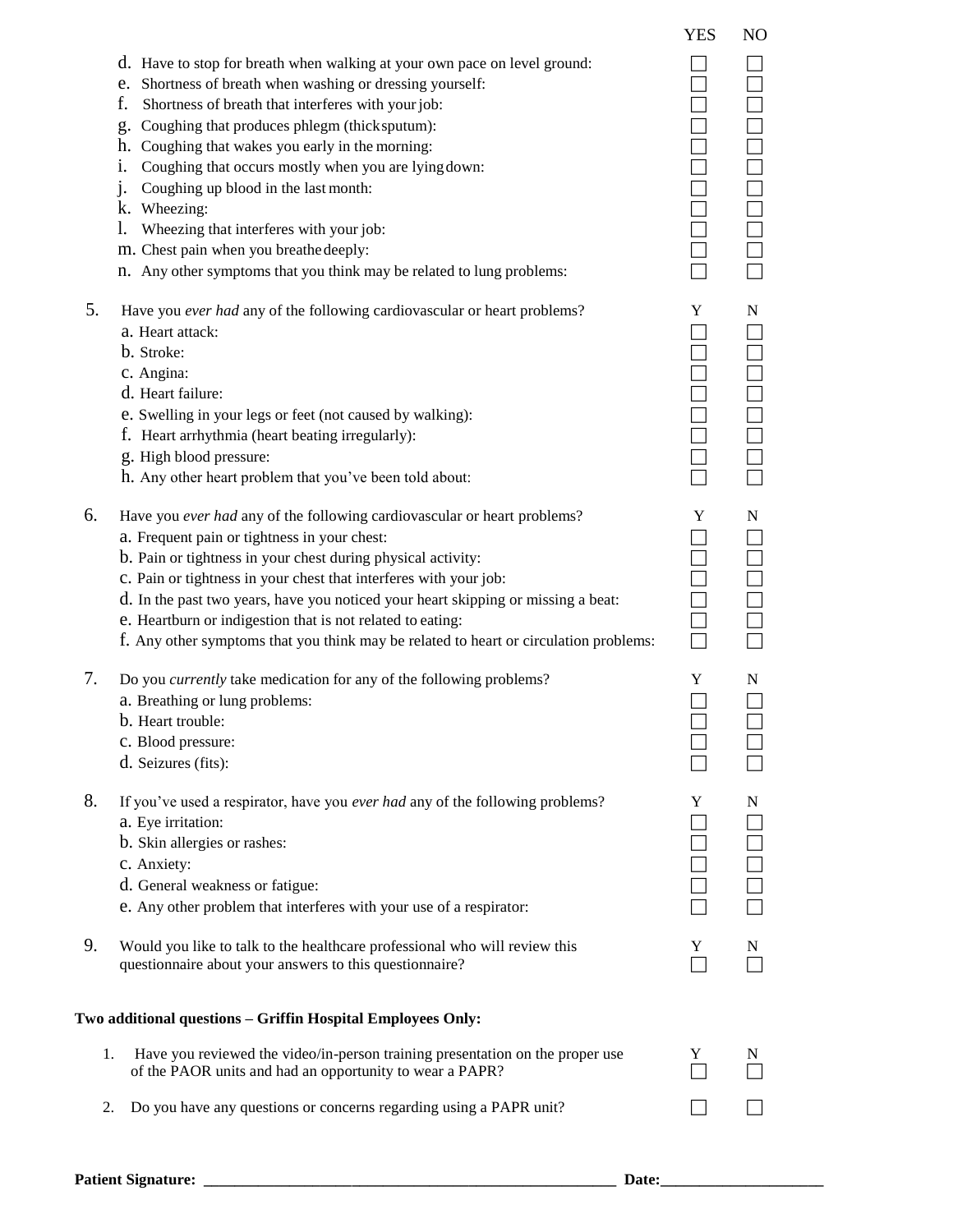| | YES | NO |
|---|---|---|
| d. Have to stop for breath when walking at your own pace on level ground: | ☐ | ☐ |
| e. Shortness of breath when washing or dressing yourself: | ☐ | ☐ |
| f. Shortness of breath that interferes with your job: | ☐ | ☐ |
| g. Coughing that produces phlegm (thick sputum): | ☐ | ☐ |
| h. Coughing that wakes you early in the morning: | ☐ | ☐ |
| i. Coughing that occurs mostly when you are lying down: | ☐ | ☐ |
| j. Coughing up blood in the last month: | ☐ | ☐ |
| k. Wheezing: | ☐ | ☐ |
| l. Wheezing that interferes with your job: | ☐ | ☐ |
| m. Chest pain when you breathe deeply: | ☐ | ☐ |
| n. Any other symptoms that you think may be related to lung problems: | ☐ | ☐ |

5. Have you *ever had* any of the following cardiovascular or heart problems?

| | Y | N |
|---|---|---|
| a. Heart attack: | ☐ | ☐ |
| b. Stroke: | ☐ | ☐ |
| c. Angina: | ☐ | ☐ |
| d. Heart failure: | ☐ | ☐ |
| e. Swelling in your legs or feet (not caused by walking): | ☐ | ☐ |
| f. Heart arrhythmia (heart beating irregularly): | ☐ | ☐ |
| g. High blood pressure: | ☐ | ☐ |
| h. Any other heart problem that you've been told about: | ☐ | ☐ |

6. Have you *ever had* any of the following cardiovascular or heart problems?

| | Y | N |
|---|---|---|
| a. Frequent pain or tightness in your chest: | ☐ | ☐ |
| b. Pain or tightness in your chest during physical activity: | ☐ | ☐ |
| c. Pain or tightness in your chest that interferes with your job: | ☐ | ☐ |
| d. In the past two years, have you noticed your heart skipping or missing a beat: | ☐ | ☐ |
| e. Heartburn or indigestion that is not related to eating: | ☐ | ☐ |
| f. Any other symptoms that you think may be related to heart or circulation problems: | ☐ | ☐ |

7. Do you *currently* take medication for any of the following problems?

| | Y | N |
|---|---|---|
| a. Breathing or lung problems: | ☐ | ☐ |
| b. Heart trouble: | ☐ | ☐ |
| c. Blood pressure: | ☐ | ☐ |
| d. Seizures (fits): | ☐ | ☐ |

8. If you've used a respirator, have you *ever had* any of the following problems?

| | Y | N |
|---|---|---|
| a. Eye irritation: | ☐ | ☐ |
| b. Skin allergies or rashes: | ☐ | ☐ |
| c. Anxiety: | ☐ | ☐ |
| d. General weakness or fatigue: | ☐ | ☐ |
| e. Any other problem that interferes with your use of a respirator: | ☐ | ☐ |

| | Y | N |
|---|---|---|
| 9. Would you like to talk to the healthcare professional who will review this questionnaire about your answers to this questionnaire? | ☐ | ☐ |

**Two additional questions – Griffin Hospital Employees Only:**

| | Y | N |
|---|---|---|
| 1. Have you reviewed the video/in-person training presentation on the proper use of the PAOR units and had an opportunity to wear a PAPR? | ☐ | ☐ |
| 2. Do you have any questions or concerns regarding using a PAPR unit? | ☐ | ☐ |

**Patient Signature:** ______________________________________________________ **Date:**_____________________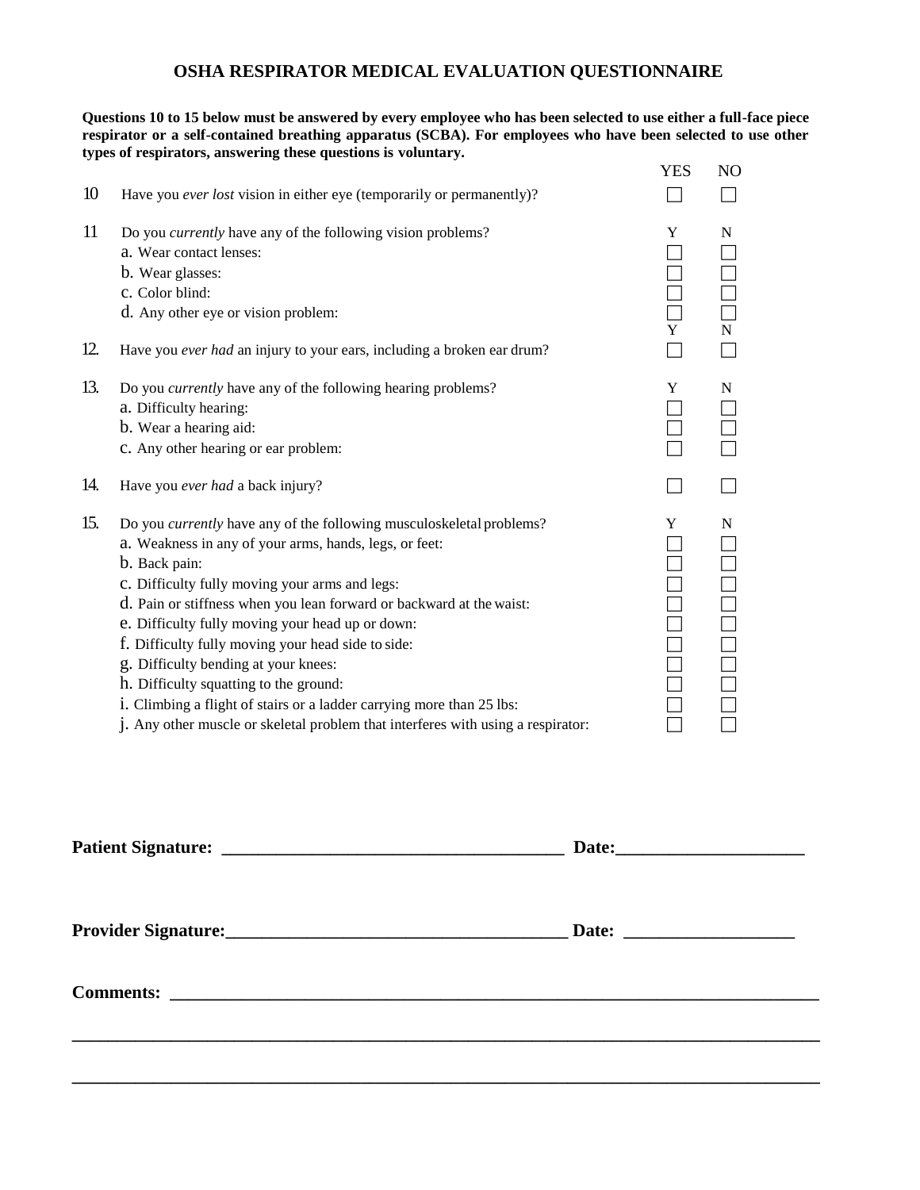# OSHA RESPIRATOR MEDICAL EVALUATION QUESTIONNAIRE

**Questions 10 to 15 below must be answered by every employee who has been selected to use either a full-face piece respirator or a self-contained breathing apparatus (SCBA). For employees who have been selected to use other types of respirators, answering these questions is voluntary.**

| | | YES | NO |
|---|---|---|---|
| 10 | Have you *ever lost* vision in either eye (temporarily or permanently)? | ☐ | ☐ |
| 11 | Do you *currently* have any of the following vision problems? | Y | N |
| | a. Wear contact lenses: | ☐ | ☐ |
| | b. Wear glasses: | ☐ | ☐ |
| | c. Color blind: | ☐ | ☐ |
| | d. Any other eye or vision problem: | ☐ | ☐ |
| | | Y | N |
| 12. | Have you *ever had* an injury to your ears, including a broken ear drum? | ☐ | ☐ |
| 13. | Do you *currently* have any of the following hearing problems? | Y | N |
| | a. Difficulty hearing: | ☐ | ☐ |
| | b. Wear a hearing aid: | ☐ | ☐ |
| | c. Any other hearing or ear problem: | ☐ | ☐ |
| 14. | Have you *ever had* a back injury? | ☐ | ☐ |
| 15. | Do you *currently* have any of the following musculoskeletal problems? | Y | N |
| | a. Weakness in any of your arms, hands, legs, or feet: | ☐ | ☐ |
| | b. Back pain: | ☐ | ☐ |
| | c. Difficulty fully moving your arms and legs: | ☐ | ☐ |
| | d. Pain or stiffness when you lean forward or backward at the waist: | ☐ | ☐ |
| | e. Difficulty fully moving your head up or down: | ☐ | ☐ |
| | f. Difficulty fully moving your head side to side: | ☐ | ☐ |
| | g. Difficulty bending at your knees: | ☐ | ☐ |
| | h. Difficulty squatting to the ground: | ☐ | ☐ |
| | i. Climbing a flight of stairs or a ladder carrying more than 25 lbs: | ☐ | ☐ |
| | j. Any other muscle or skeletal problem that interferes with using a respirator: | ☐ | ☐ |

**Patient Signature:** ________________________________________ **Date:**_____________________

**Provider Signature:**________________________________________ **Date:** ___________________

**Comments:** ___________________________________________________________________________

_____________________________________________________________________________________

_____________________________________________________________________________________